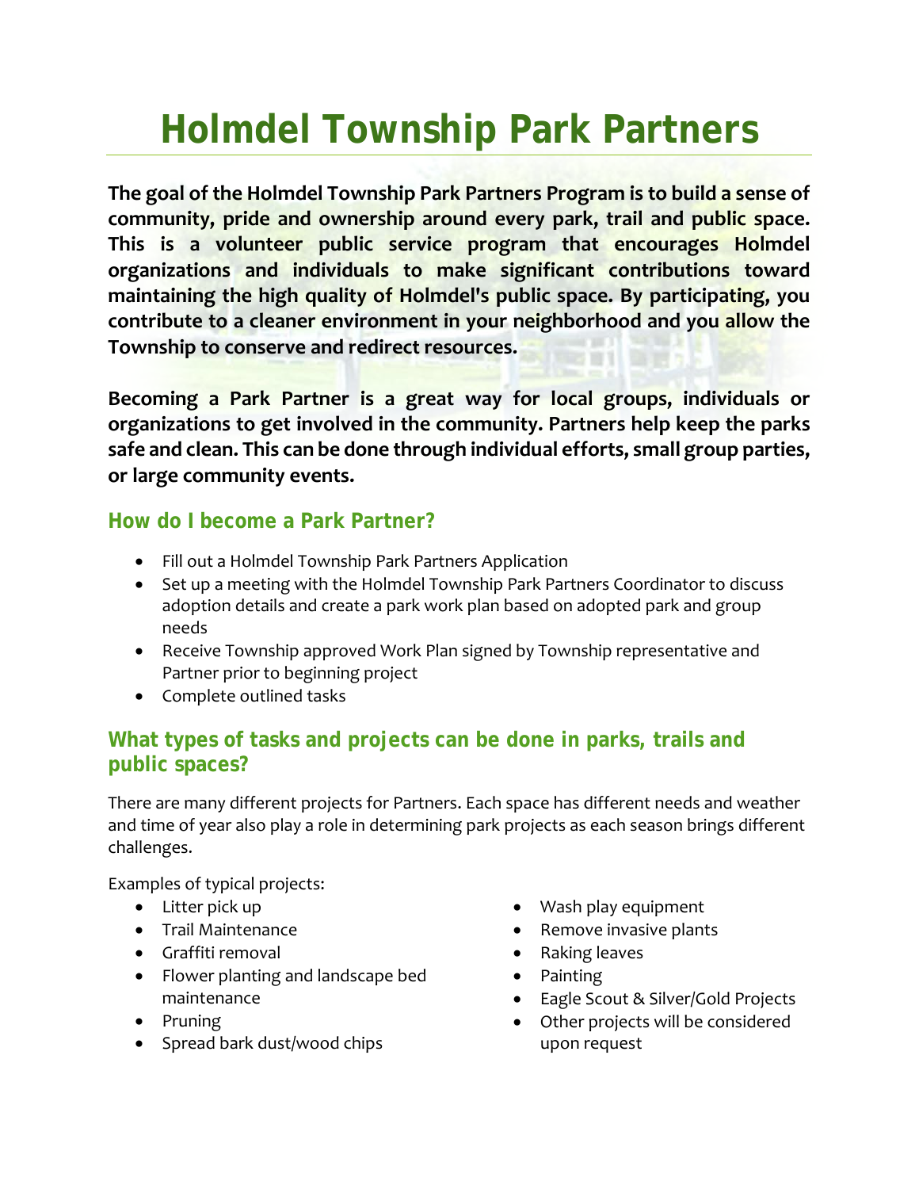# Holmdel Township Park Partners

**The goal of the Holmdel Township Park Partners Program is to build a sense of community, pride and ownership around every park, trail and public space. This is a volunteer public service program that encourages Holmdel organizations and individuals to make significant contributions toward maintaining the high quality of Holmdel's public space. By participating, you contribute to a cleaner environment in your neighborhood and you allow the Township to conserve and redirect resources.**

**Becoming a Park Partner is a great way for local groups, individuals or organizations to get involved in the community. Partners help keep the parks safe and clean. This can be done through individual efforts, small group parties, or large community events.**

## How do I become a Park Partner?

- Fill out a Holmdel Township Park Partners Application
- Set up a meeting with the Holmdel Township Park Partners Coordinator to discuss adoption details and create a park work plan based on adopted park and group needs
- Receive Township approved Work Plan signed by Township representative and Partner prior to beginning project
- Complete outlined tasks

## What types of tasks and projects can be done in parks, trails and public spaces?

There are many different projects for Partners. Each space has different needs and weather and time of year also play a role in determining park projects as each season brings different challenges.

Examples of typical projects:

- Litter pick up
- Trail Maintenance
- Graffiti removal
- Flower planting and landscape bed maintenance
- Pruning
- Spread bark dust/wood chips
- Wash play equipment
- Remove invasive plants
- Raking leaves
- Painting
- Eagle Scout & Silver/Gold Projects
- Other projects will be considered upon request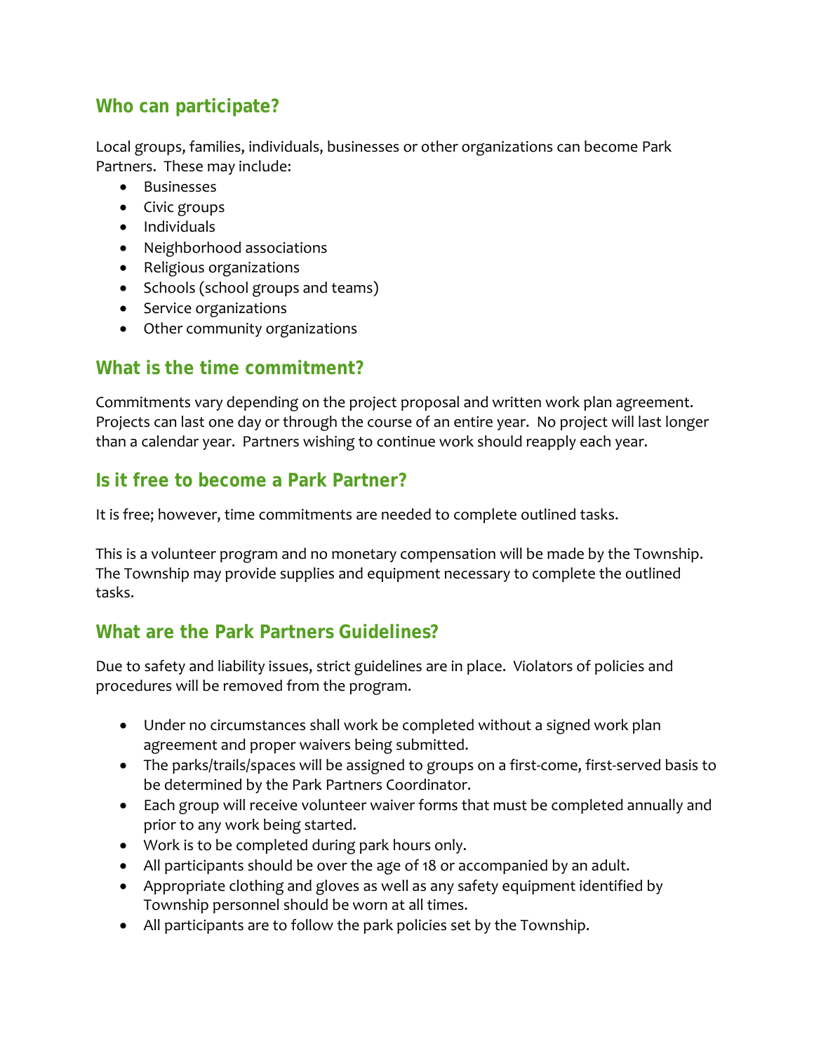## Who can participate?

Local groups, families, individuals, businesses or other organizations can become Park Partners. These may include:

- Businesses
- Civic groups
- Individuals
- Neighborhood associations
- Religious organizations
- Schools (school groups and teams)
- Service organizations
- Other community organizations

## What is the time commitment?

Commitments vary depending on the project proposal and written work plan agreement. Projects can last one day or through the course of an entire year. No project will last longer than a calendar year. Partners wishing to continue work should reapply each year.

## Is it free to become a Park Partner?

It is free; however, time commitments are needed to complete outlined tasks.

This is a volunteer program and no monetary compensation will be made by the Township. The Township may provide supplies and equipment necessary to complete the outlined tasks.

## What are the Park Partners Guidelines?

Due to safety and liability issues, strict guidelines are in place. Violators of policies and procedures will be removed from the program.

- Under no circumstances shall work be completed without a signed work plan agreement and proper waivers being submitted.
- The parks/trails/spaces will be assigned to groups on a first-come, first-served basis to be determined by the Park Partners Coordinator.
- Each group will receive volunteer waiver forms that must be completed annually and prior to any work being started.
- Work is to be completed during park hours only.
- All participants should be over the age of 18 or accompanied by an adult.
- Appropriate clothing and gloves as well as any safety equipment identified by Township personnel should be worn at all times.
- All participants are to follow the park policies set by the Township.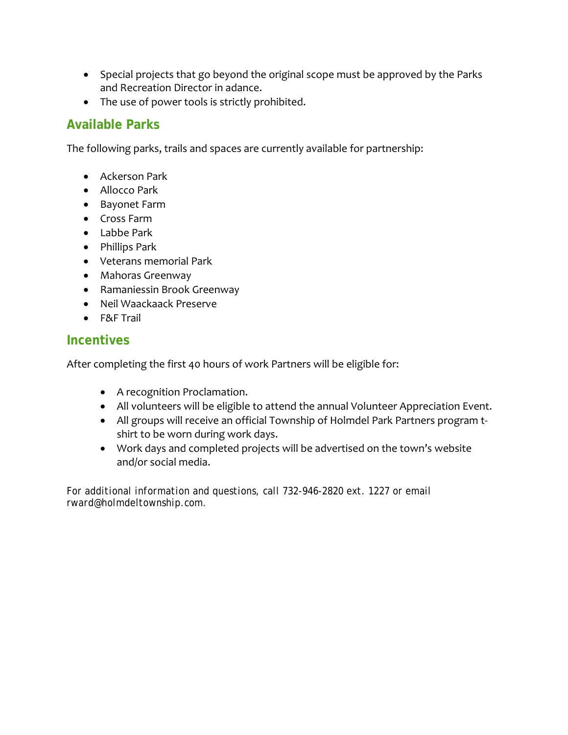- Special projects that go beyond the original scope must be approved by the Parks and Recreation Director in adance.
- The use of power tools is strictly prohibited.

## Available Parks

The following parks, trails and spaces are currently available for partnership:

- Ackerson Park
- Allocco Park
- Bayonet Farm
- Cross Farm
- Labbe Park
- Phillips Park
- Veterans memorial Park
- Mahoras Greenway
- Ramaniessin Brook Greenway
- Neil Waackaack Preserve
- F&F Trail

## Incentives

After completing the first 40 hours of work Partners will be eligible for:

- A recognition Proclamation.
- All volunteers will be eligible to attend the annual Volunteer Appreciation Event.
- All groups will receive an official Township of Holmdel Park Partners program t-shirt to be worn during work days.
- Work days and completed projects will be advertised on the town's website and/or social media.

*For additional information and questions, call 732-946-2820 ext. 1227 or email rward@holmdeltownship.com.*